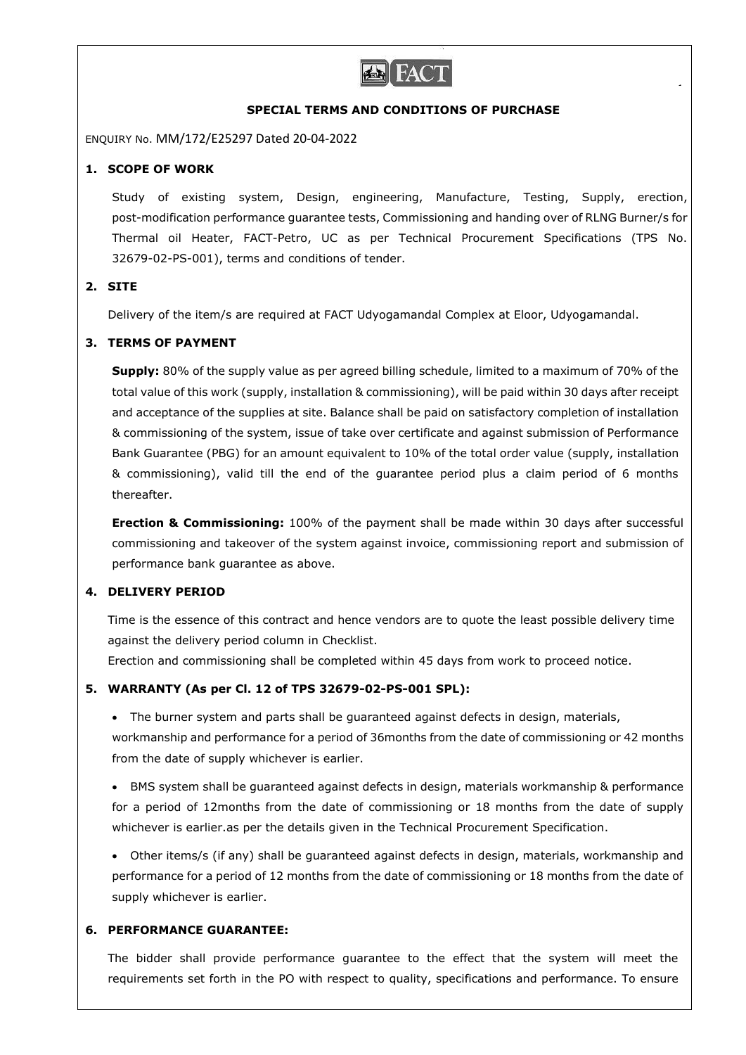## SPECIAL TERMS AND CONDITIONS OF PURCHASE

ENQUIRY No. MM/172/E25297 Dated 20-04-2022

### 1. SCOPE OF WORK

Study of existing system, Design, engineering, Manufacture, Testing, Supply, erection, post-modification performance guarantee tests, Commissioning and handing over of RLNG Burner/s for Thermal oil Heater, FACT-Petro, UC as per Technical Procurement Specifications (TPS No. 32679-02-PS-001), terms and conditions of tender.

### 2. SITE

Delivery of the item/s are required at FACT Udyogamandal Complex at Eloor, Udyogamandal.

### 3. TERMS OF PAYMENT

**Supply:** 80% of the supply value as per agreed billing schedule, limited to a maximum of 70% of the total value of this work (supply, installation & commissioning), will be paid within 30 days after receipt and acceptance of the supplies at site. Balance shall be paid on satisfactory completion of installation & commissioning of the system, issue of take over certificate and against submission of Performance Bank Guarantee (PBG) for an amount equivalent to 10% of the total order value (supply, installation & commissioning), valid till the end of the guarantee period plus a claim period of 6 months thereafter.

**Erection & Commissioning:** 100% of the payment shall be made within 30 days after successful commissioning and takeover of the system against invoice, commissioning report and submission of performance bank guarantee as above.

### 4. DELIVERY PERIOD

Time is the essence of this contract and hence vendors are to quote the least possible delivery time against the delivery period column in Checklist.

Erection and commissioning shall be completed within 45 days from work to proceed notice.

### 5. WARRANTY (As per Cl. 12 of TPS 32679-02-PS-001 SPL):

- The burner system and parts shall be guaranteed against defects in design, materials, workmanship and performance for a period of 36months from the date of commissioning or 42 months from the date of supply whichever is earlier.
- BMS system shall be guaranteed against defects in design, materials workmanship & performance for a period of 12months from the date of commissioning or 18 months from the date of supply whichever is earlier.as per the details given in the Technical Procurement Specification.
- Other items/s (if any) shall be guaranteed against defects in design, materials, workmanship and performance for a period of 12 months from the date of commissioning or 18 months from the date of supply whichever is earlier.

### 6. PERFORMANCE GUARANTEE:

The bidder shall provide performance guarantee to the effect that the system will meet the requirements set forth in the PO with respect to quality, specifications and performance. To ensure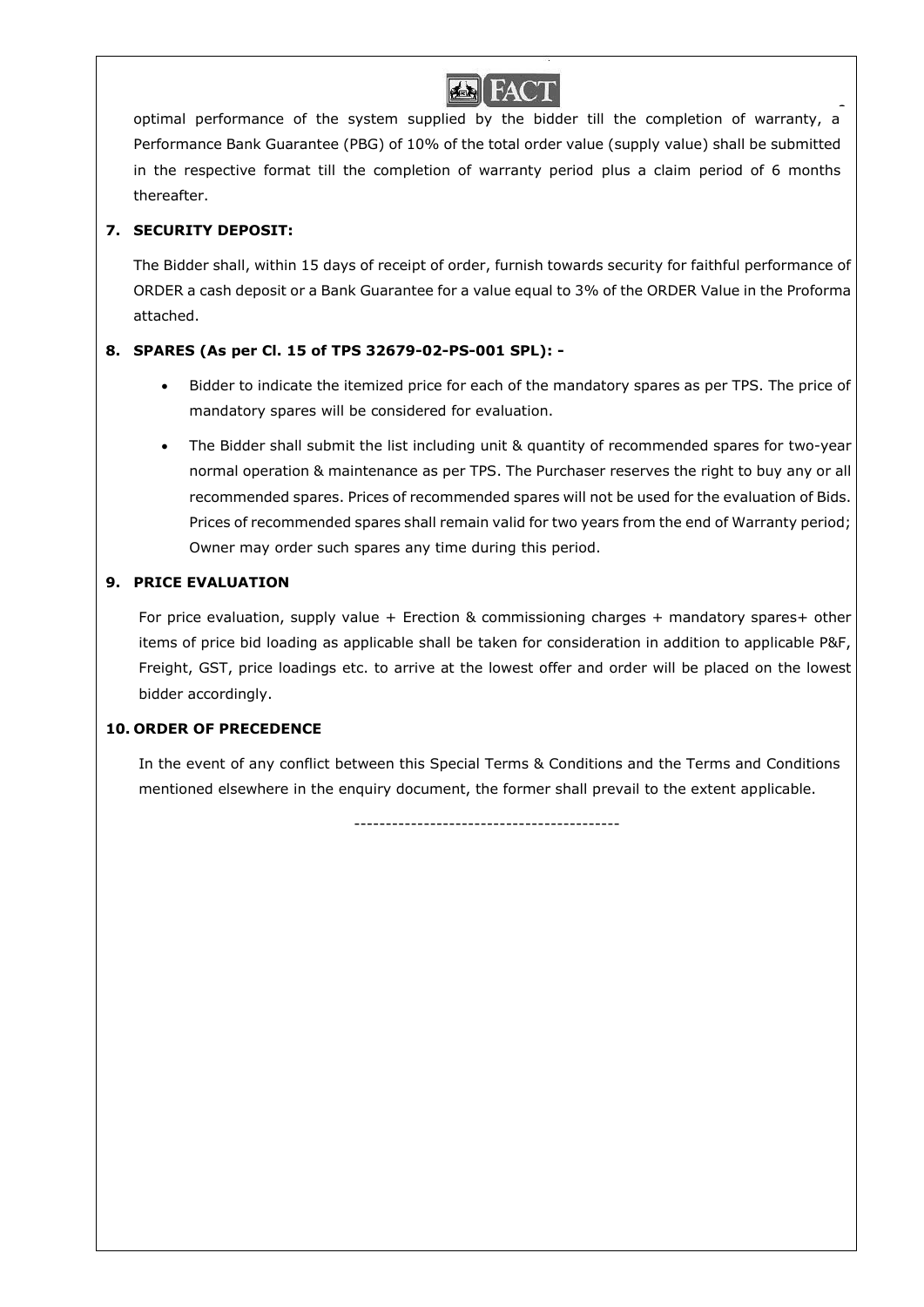optimal performance of the system supplied by the bidder till the completion of warranty, a Performance Bank Guarantee (PBG) of 10% of the total order value (supply value) shall be submitted in the respective format till the completion of warranty period plus a claim period of 6 months thereafter.

**7. SECURITY DEPOSIT:**

The Bidder shall, within 15 days of receipt of order, furnish towards security for faithful performance of ORDER a cash deposit or a Bank Guarantee for a value equal to 3% of the ORDER Value in the Proforma attached.

**8. SPARES (As per Cl. 15 of TPS 32679-02-PS-001 SPL): -**

- Bidder to indicate the itemized price for each of the mandatory spares as per TPS. The price of mandatory spares will be considered for evaluation.
- The Bidder shall submit the list including unit & quantity of recommended spares for two-year normal operation & maintenance as per TPS. The Purchaser reserves the right to buy any or all recommended spares. Prices of recommended spares will not be used for the evaluation of Bids. Prices of recommended spares shall remain valid for two years from the end of Warranty period; Owner may order such spares any time during this period.

**9. PRICE EVALUATION**

For price evaluation, supply value + Erection & commissioning charges + mandatory spares+ other items of price bid loading as applicable shall be taken for consideration in addition to applicable P&F, Freight, GST, price loadings etc. to arrive at the lowest offer and order will be placed on the lowest bidder accordingly.

**10. ORDER OF PRECEDENCE**

In the event of any conflict between this Special Terms & Conditions and the Terms and Conditions mentioned elsewhere in the enquiry document, the former shall prevail to the extent applicable.

------------------------------------------